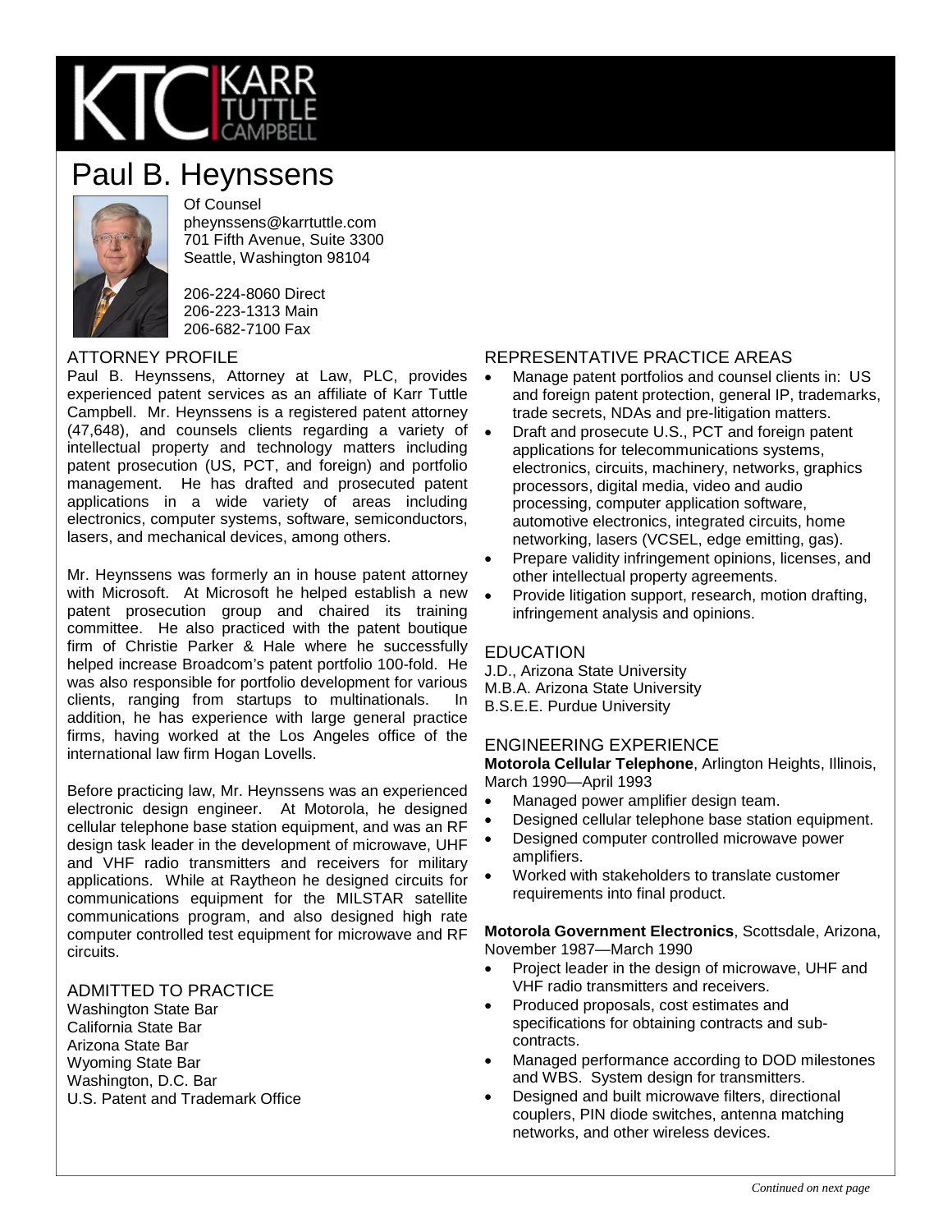# Paul B. Heynssens

Of Counsel
pheynssens@karrtuttle.com
701 Fifth Avenue, Suite 3300
Seattle, Washington 98104

206-224-8060 Direct
206-223-1313 Main
206-682-7100 Fax

## ATTORNEY PROFILE

Paul B. Heynssens, Attorney at Law, PLC, provides experienced patent services as an affiliate of Karr Tuttle Campbell. Mr. Heynssens is a registered patent attorney (47,648), and counsels clients regarding a variety of intellectual property and technology matters including patent prosecution (US, PCT, and foreign) and portfolio management. He has drafted and prosecuted patent applications in a wide variety of areas including electronics, computer systems, software, semiconductors, lasers, and mechanical devices, among others.

Mr. Heynssens was formerly an in house patent attorney with Microsoft. At Microsoft he helped establish a new patent prosecution group and chaired its training committee. He also practiced with the patent boutique firm of Christie Parker & Hale where he successfully helped increase Broadcom's patent portfolio 100-fold. He was also responsible for portfolio development for various clients, ranging from startups to multinationals. In addition, he has experience with large general practice firms, having worked at the Los Angeles office of the international law firm Hogan Lovells.

Before practicing law, Mr. Heynssens was an experienced electronic design engineer. At Motorola, he designed cellular telephone base station equipment, and was an RF design task leader in the development of microwave, UHF and VHF radio transmitters and receivers for military applications. While at Raytheon he designed circuits for communications equipment for the MILSTAR satellite communications program, and also designed high rate computer controlled test equipment for microwave and RF circuits.

## ADMITTED TO PRACTICE

Washington State Bar
California State Bar
Arizona State Bar
Wyoming State Bar
Washington, D.C. Bar
U.S. Patent and Trademark Office

## REPRESENTATIVE PRACTICE AREAS

- Manage patent portfolios and counsel clients in: US and foreign patent protection, general IP, trademarks, trade secrets, NDAs and pre-litigation matters.
- Draft and prosecute U.S., PCT and foreign patent applications for telecommunications systems, electronics, circuits, machinery, networks, graphics processors, digital media, video and audio processing, computer application software, automotive electronics, integrated circuits, home networking, lasers (VCSEL, edge emitting, gas).
- Prepare validity infringement opinions, licenses, and other intellectual property agreements.
- Provide litigation support, research, motion drafting, infringement analysis and opinions.

## EDUCATION

J.D., Arizona State University
M.B.A. Arizona State University
B.S.E.E. Purdue University

## ENGINEERING EXPERIENCE

**Motorola Cellular Telephone**, Arlington Heights, Illinois, March 1990—April 1993

- Managed power amplifier design team.
- Designed cellular telephone base station equipment.
- Designed computer controlled microwave power amplifiers.
- Worked with stakeholders to translate customer requirements into final product.

**Motorola Government Electronics**, Scottsdale, Arizona, November 1987—March 1990

- Project leader in the design of microwave, UHF and VHF radio transmitters and receivers.
- Produced proposals, cost estimates and specifications for obtaining contracts and sub-contracts.
- Managed performance according to DOD milestones and WBS. System design for transmitters.
- Designed and built microwave filters, directional couplers, PIN diode switches, antenna matching networks, and other wireless devices.

*Continued on next page*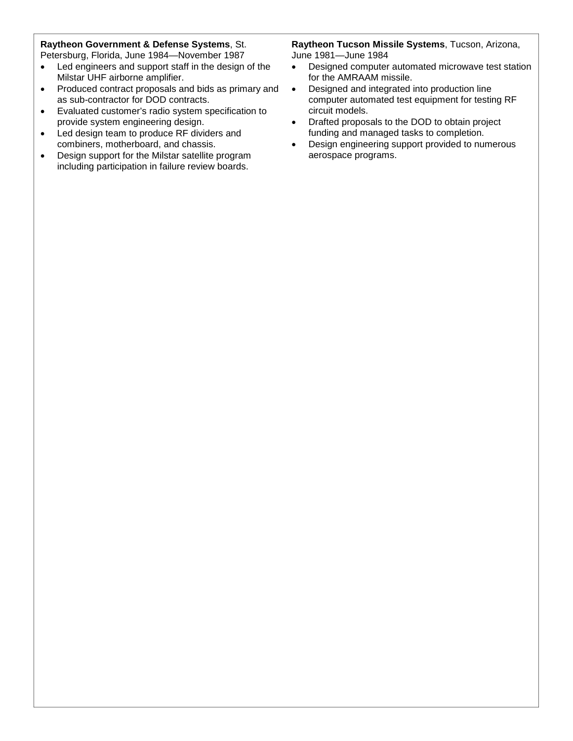**Raytheon Government & Defense Systems**, St. Petersburg, Florida, June 1984—November 1987

- Led engineers and support staff in the design of the Milstar UHF airborne amplifier.
- Produced contract proposals and bids as primary and as sub-contractor for DOD contracts.
- Evaluated customer's radio system specification to provide system engineering design.
- Led design team to produce RF dividers and combiners, motherboard, and chassis.
- Design support for the Milstar satellite program including participation in failure review boards.

**Raytheon Tucson Missile Systems**, Tucson, Arizona, June 1981—June 1984

- Designed computer automated microwave test station for the AMRAAM missile.
- Designed and integrated into production line computer automated test equipment for testing RF circuit models.
- Drafted proposals to the DOD to obtain project funding and managed tasks to completion.
- Design engineering support provided to numerous aerospace programs.